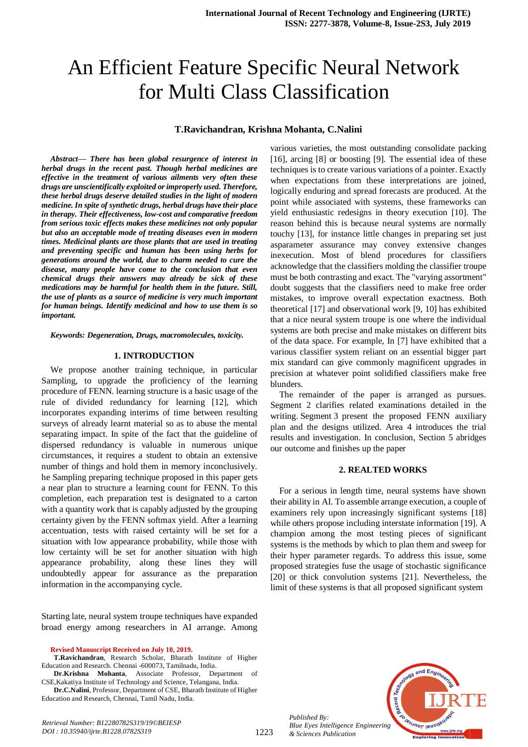# An Efficient Feature Specific Neural Network for Multi Class Classification

**T.Ravichandran, Krishna Mohanta, C.Nalini**

***Abstract— There has been global resurgence of interest in herbal drugs in the recent past. Though herbal medicines are effective in the treatment of various ailments very often these drugs are unscientifically exploited or improperly used. Therefore, these herbal drugs deserve detailed studies in the light of modern medicine. In spite of synthetic drugs, herbal drugs have their place in therapy. Their effectiveness, low-cost and comparative freedom from serious toxic effects makes these medicines not only popular but also an acceptable mode of treating diseases even in modern times. Medicinal plants are those plants that are used in treating and preventing specific and human has been using herbs for generations around the world, due to charm needed to cure the disease, many people have come to the conclusion that even chemical drugs their answers may already be sick of these medications may be harmful for health them in the future. Still, the use of plants as a source of medicine is very much important for human beings. Identify medicinal and how to use them is so important.***

***Keywords: Degeneration, Drugs, macromolecules, toxicity.***

## 1. INTRODUCTION

We propose another training technique, in particular Sampling, to upgrade the proficiency of the learning procedure of FENN. learning structure is a basic usage of the rule of divided redundancy for learning [12], which incorporates expanding interims of time between resulting surveys of already learnt material so as to abuse the mental separating impact. In spite of the fact that the guideline of dispersed redundancy is valuable in numerous unique circumstances, it requires a student to obtain an extensive number of things and hold them in memory inconclusively. he Sampling preparing technique proposed in this paper gets a near plan to structure a learning count for FENN. To this completion, each preparation test is designated to a carton with a quantity work that is capably adjusted by the grouping certainty given by the FENN softmax yield. After a learning accentuation, tests with raised certainty will be set for a situation with low appearance probability, while those with low certainty will be set for another situation with high appearance probability, along these lines they will undoubtedly appear for assurance as the preparation information in the accompanying cycle.

Starting late, neural system troupe techniques have expanded broad energy among researchers in AI arrange. Among various varieties, the most outstanding consolidate packing [16], arcing [8] or boosting [9]. The essential idea of these techniques is to create various variations of a pointer. Exactly when expectations from these interpretations are joined, logically enduring and spread forecasts are produced. At the point while associated with systems, these frameworks can yield enthusiastic redesigns in theory execution [10]. The reason behind this is because neural systems are normally touchy [13], for instance little changes in preparing set just asparameter assurance may convey extensive changes inexecution. Most of blend procedures for classifiers acknowledge that the classifiers molding the classifier troupe must be both contrasting and exact. The "varying assortment" doubt suggests that the classifiers need to make free order mistakes, to improve overall expectation exactness. Both theoretical [17] and observational work [9, 10] has exhibited that a nice neural system troupe is one where the individual systems are both precise and make mistakes on different bits of the data space. For example, In [7] have exhibited that a various classifier system reliant on an essential bigger part mix standard can give commonly magnificent upgrades in precision at whatever point solidified classifiers make free blunders.

The remainder of the paper is arranged as pursues. Segment 2 clarifies related examinations detailed in the writing. Segment 3 present the proposed FENN auxiliary plan and the designs utilized. Area 4 introduces the trial results and investigation. In conclusion, Section 5 abridges our outcome and finishes up the paper

## 2. REALTED WORKS

For a serious in length time, neural systems have shown their ability in AI. To assemble arrange execution, a couple of examiners rely upon increasingly significant systems [18] while others propose including interstate information [19]. A champion among the most testing pieces of significant systems is the methods by which to plan them and sweep for their hyper parameter regards. To address this issue, some proposed strategies fuse the usage of stochastic significance [20] or thick convolution systems [21]. Nevertheless, the limit of these systems is that all proposed significant system

**Revised Manuscript Received on July 10, 2019.**

**T.Ravichandran**, Research Scholar, Bharath Institute of Higher Education and Research. Chennai -600073, Tamilnadu, India.

**Dr.Krishna Mohanta**, Associate Professor, Department of CSE,Kakatiya Institute of Technology and Science, Telangana, India.

**Dr.C.Nalini**, Professor, Department of CSE, Bharath Institute of Higher Education and Research, Chennai, Tamil Nadu, India.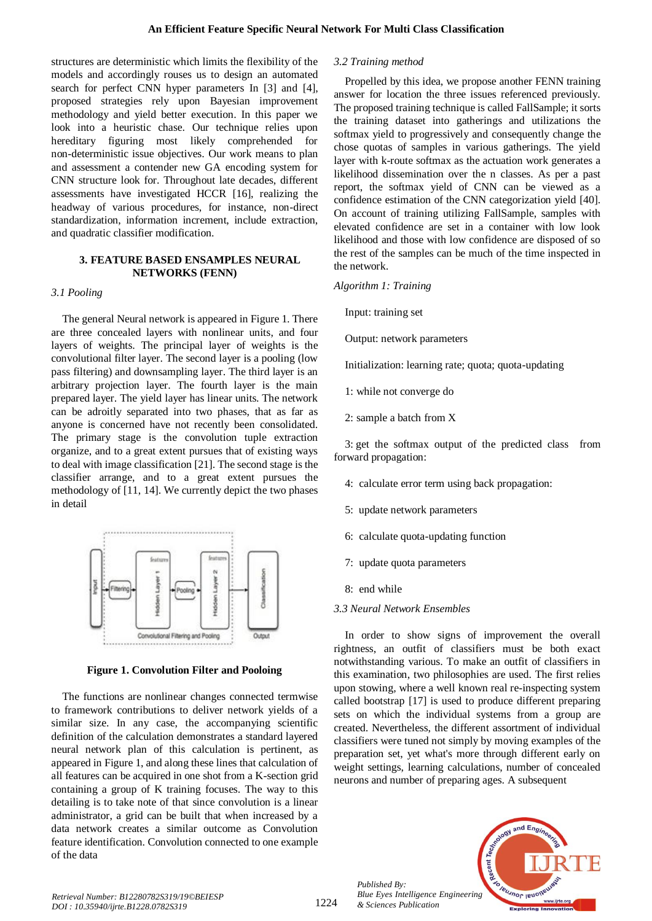structures are deterministic which limits the flexibility of the models and accordingly rouses us to design an automated search for perfect CNN hyper parameters In [3] and [4], proposed strategies rely upon Bayesian improvement methodology and yield better execution. In this paper we look into a heuristic chase. Our technique relies upon hereditary figuring most likely comprehended for non-deterministic issue objectives. Our work means to plan and assessment a contender new GA encoding system for CNN structure look for. Throughout late decades, different assessments have investigated HCCR [16], realizing the headway of various procedures, for instance, non-direct standardization, information increment, include extraction, and quadratic classifier modification.

## 3. FEATURE BASED ENSAMPLES NEURAL NETWORKS (FENN)

### *3.1 Pooling*

The general Neural network is appeared in Figure 1. There are three concealed layers with nonlinear units, and four layers of weights. The principal layer of weights is the convolutional filter layer. The second layer is a pooling (low pass filtering) and downsampling layer. The third layer is an arbitrary projection layer. The fourth layer is the main prepared layer. The yield layer has linear units. The network can be adroitly separated into two phases, that as far as anyone is concerned have not recently been consolidated. The primary stage is the convolution tuple extraction organize, and to a great extent pursues that of existing ways to deal with image classification [21]. The second stage is the classifier arrange, and to a great extent pursues the methodology of [11, 14]. We currently depict the two phases in detail

**Figure 1. Convolution Filter and Pooloing**

The functions are nonlinear changes connected termwise to framework contributions to deliver network yields of a similar size. In any case, the accompanying scientific definition of the calculation demonstrates a standard layered neural network plan of this calculation is pertinent, as appeared in Figure 1, and along these lines that calculation of all features can be acquired in one shot from a K-section grid containing a group of K training focuses. The way to this detailing is to take note of that since convolution is a linear administrator, a grid can be built that when increased by a data network creates a similar outcome as Convolution feature identification. Convolution connected to one example of the data

### *3.2 Training method*

Propelled by this idea, we propose another FENN training answer for location the three issues referenced previously. The proposed training technique is called FallSample; it sorts the training dataset into gatherings and utilizations the softmax yield to progressively and consequently change the chose quotas of samples in various gatherings. The yield layer with k-route softmax as the actuation work generates a likelihood dissemination over the n classes. As per a past report, the softmax yield of CNN can be viewed as a confidence estimation of the CNN categorization yield [40]. On account of training utilizing FallSample, samples with elevated confidence are set in a container with low look likelihood and those with low confidence are disposed of so the rest of the samples can be much of the time inspected in the network.

*Algorithm 1: Training*

Input: training set

Output: network parameters

Initialization: learning rate; quota; quota-updating

1: while not converge do

2: sample a batch from X

3: get the softmax output of the predicted class from forward propagation:

4: calculate error term using back propagation:

5: update network parameters

6: calculate quota-updating function

7: update quota parameters

8: end while

### *3.3 Neural Network Ensembles*

In order to show signs of improvement the overall rightness, an outfit of classifiers must be both exact notwithstanding various. To make an outfit of classifiers in this examination, two philosophies are used. The first relies upon stowing, where a well known real re-inspecting system called bootstrap [17] is used to produce different preparing sets on which the individual systems from a group are created. Nevertheless, the different assortment of individual classifiers were tuned not simply by moving examples of the preparation set, yet what's more through different early on weight settings, learning calculations, number of concealed neurons and number of preparing ages. A subsequent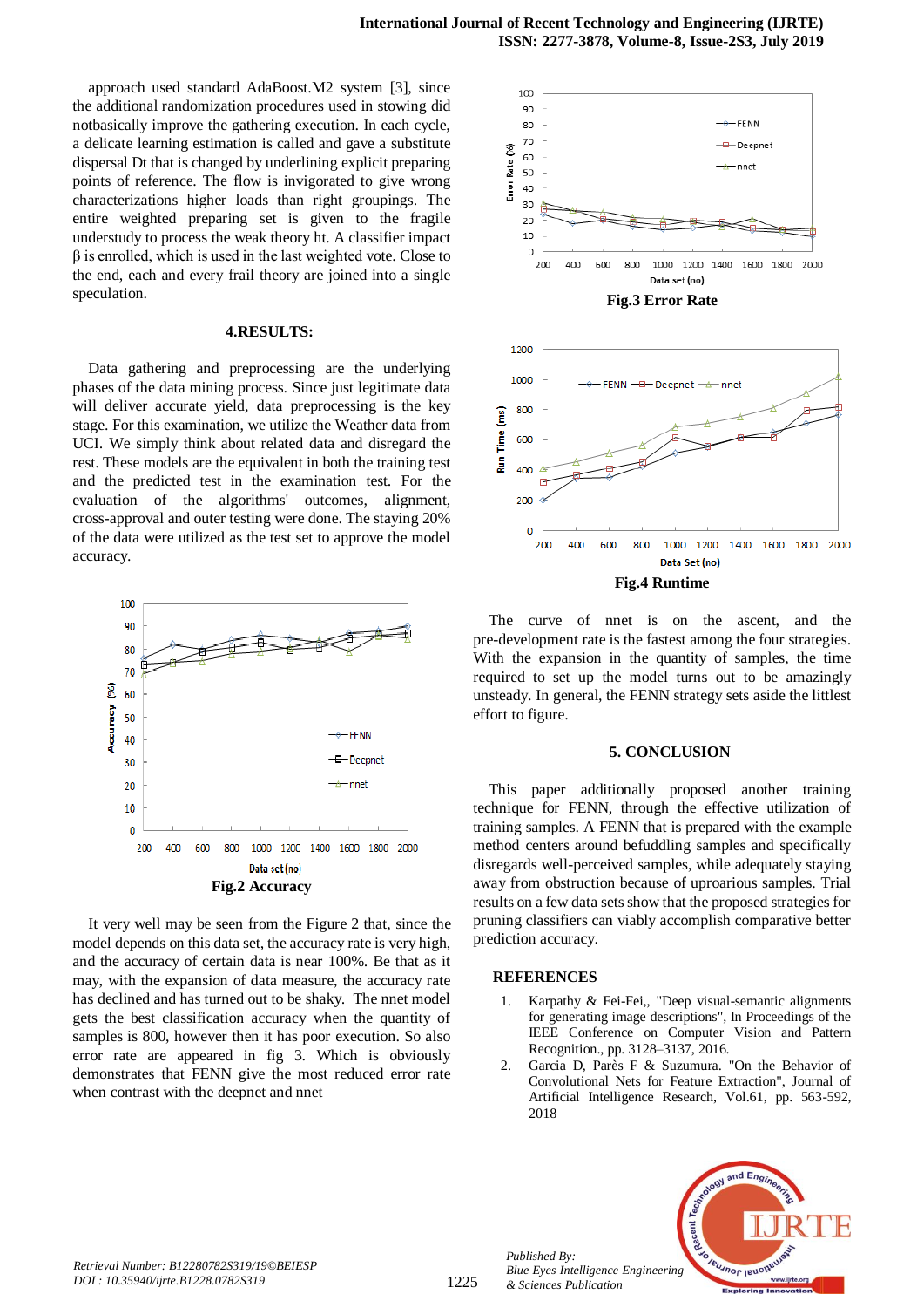approach used standard AdaBoost.M2 system [3], since the additional randomization procedures used in stowing did notbasically improve the gathering execution. In each cycle, a delicate learning estimation is called and gave a substitute dispersal Dt that is changed by underlining explicit preparing points of reference. The flow is invigorated to give wrong characterizations higher loads than right groupings. The entire weighted preparing set is given to the fragile understudy to process the weak theory ht. A classifier impact β is enrolled, which is used in the last weighted vote. Close to the end, each and every frail theory are joined into a single speculation.

## 4.RESULTS:

Data gathering and preprocessing are the underlying phases of the data mining process. Since just legitimate data will deliver accurate yield, data preprocessing is the key stage. For this examination, we utilize the Weather data from UCI. We simply think about related data and disregard the rest. These models are the equivalent in both the training test and the predicted test in the examination test. For the evaluation of the algorithms' outcomes, alignment, cross-approval and outer testing were done. The staying 20% of the data were utilized as the test set to approve the model accuracy.

Fig.2 Accuracy

It very well may be seen from the Figure 2 that, since the model depends on this data set, the accuracy rate is very high, and the accuracy of certain data is near 100%. Be that as it may, with the expansion of data measure, the accuracy rate has declined and has turned out to be shaky. The nnet model gets the best classification accuracy when the quantity of samples is 800, however then it has poor execution. So also error rate are appeared in fig 3. Which is obviously demonstrates that FENN give the most reduced error rate when contrast with the deepnet and nnet

Fig.3 Error Rate

Fig.4 Runtime

The curve of nnet is on the ascent, and the pre-development rate is the fastest among the four strategies. With the expansion in the quantity of samples, the time required to set up the model turns out to be amazingly unsteady. In general, the FENN strategy sets aside the littlest effort to figure.

## 5. CONCLUSION

This paper additionally proposed another training technique for FENN, through the effective utilization of training samples. A FENN that is prepared with the example method centers around befuddling samples and specifically disregards well-perceived samples, while adequately staying away from obstruction because of uproarious samples. Trial results on a few data sets show that the proposed strategies for pruning classifiers can viably accomplish comparative better prediction accuracy.

## REFERENCES

1. Karpathy & Fei-Fei,, "Deep visual-semantic alignments for generating image descriptions", In Proceedings of the IEEE Conference on Computer Vision and Pattern Recognition., pp. 3128–3137, 2016.
2. Garcia D, Parès F & Suzumura. "On the Behavior of Convolutional Nets for Feature Extraction", Journal of Artificial Intelligence Research, Vol.61, pp. 563-592, 2018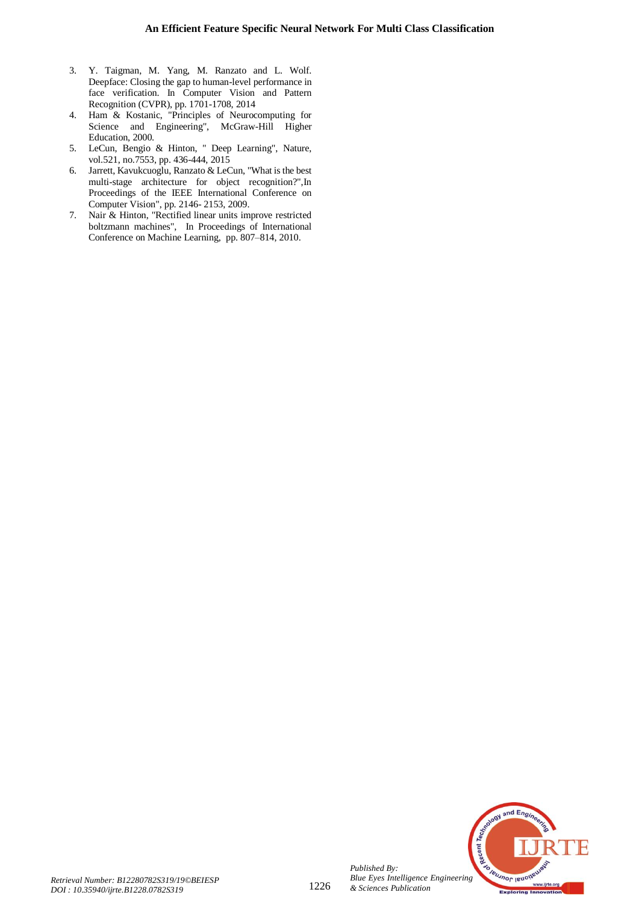3. Y. Taigman, M. Yang, M. Ranzato and L. Wolf. Deepface: Closing the gap to human-level performance in face verification. In Computer Vision and Pattern Recognition (CVPR), pp. 1701-1708, 2014
4. Ham & Kostanic, "Principles of Neurocomputing for Science and Engineering", McGraw-Hill Higher Education, 2000.
5. LeCun, Bengio & Hinton, " Deep Learning", Nature, vol.521, no.7553, pp. 436-444, 2015
6. Jarrett, Kavukcuoglu, Ranzato & LeCun, "What is the best multi-stage architecture for object recognition?",In Proceedings of the IEEE International Conference on Computer Vision", pp. 2146- 2153, 2009.
7. Nair & Hinton, "Rectified linear units improve restricted boltzmann machines", In Proceedings of International Conference on Machine Learning, pp. 807–814, 2010.